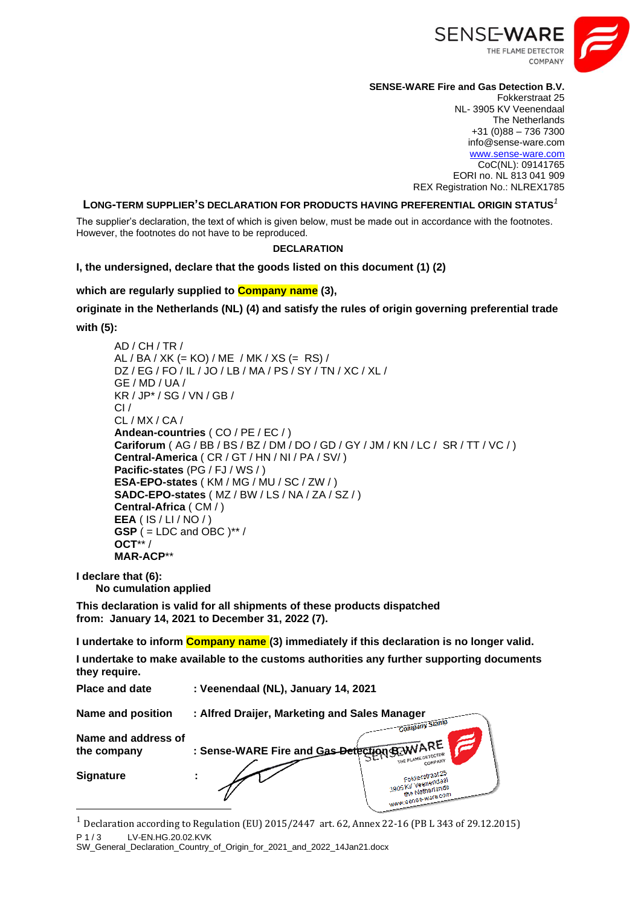**SENSE-WARE Fire and Gas Detection B.V.**
Fokkerstraat 25
NL- 3905 KV Veenendaal
The Netherlands
+31 (0)88 – 736 7300
info@sense-ware.com
www.sense-ware.com
CoC(NL): 09141765
EORI no. NL 813 041 909
REX Registration No.: NLREX1785

## LONG-TERM SUPPLIER'S DECLARATION FOR PRODUCTS HAVING PREFERENTIAL ORIGIN STATUS[1]

The supplier's declaration, the text of which is given below, must be made out in accordance with the footnotes. However, the footnotes do not have to be reproduced.

**DECLARATION**

**I, the undersigned, declare that the goods listed on this document (1) (2)**

**which are regularly supplied to Company name (3),**

**originate in the Netherlands (NL) (4) and satisfy the rules of origin governing preferential trade with (5):**

AD / CH / TR /
AL / BA / XK (= KO) / ME / MK / XS (= RS) /
DZ / EG / FO / IL / JO / LB / MA / PS / SY / TN / XC / XL /
GE / MD / UA /
KR / JP* / SG / VN / GB /
CI /
CL / MX / CA /
**Andean-countries** ( CO / PE / EC / )
**Cariforum** ( AG / BB / BS / BZ / DM / DO / GD / GY / JM / KN / LC / SR / TT / VC / )
**Central-America** ( CR / GT / HN / NI / PA / SV/ )
**Pacific-states** (PG / FJ / WS / )
**ESA-EPO-states** ( KM / MG / MU / SC / ZW / )
**SADC-EPO-states** ( MZ / BW / LS / NA / ZA / SZ / )
**Central-Africa** ( CM / )
**EEA** ( IS / LI / NO / )
**GSP** ( = LDC and OBC )** /
**OCT**** /
**MAR-ACP****

**I declare that (6):**
**No cumulation applied**

**This declaration is valid for all shipments of these products dispatched from: January 14, 2021 to December 31, 2022 (7).**

**I undertake to inform Company name (3) immediately if this declaration is no longer valid.**

**I undertake to make available to the customs authorities any further supporting documents they require.**

| | |
|---|---|
| **Place and date** | **: Veenendaal (NL), January 14, 2021** |
| **Name and position** | **: Alfred Draijer, Marketing and Sales Manager** |
| **Name and address of the company** | **: Sense-WARE Fire and Gas Detection B.V.** |
| **Signature** | **:** |

Company Stamp: SENSE-WARE THE FLAME DETECTOR COMPANY, Fokkerstraat 25, 3905 KV Veenendaal, the Netherlands, www.sense-ware.com

[1] Declaration according to Regulation (EU) 2015/2447 art. 62, Annex 22-16 (PB L 343 of 29.12.2015)

LV-EN.HG.20.02.KVK
SW_General_Declaration_Country_of_Origin_for_2021_and_2022_14Jan21.docx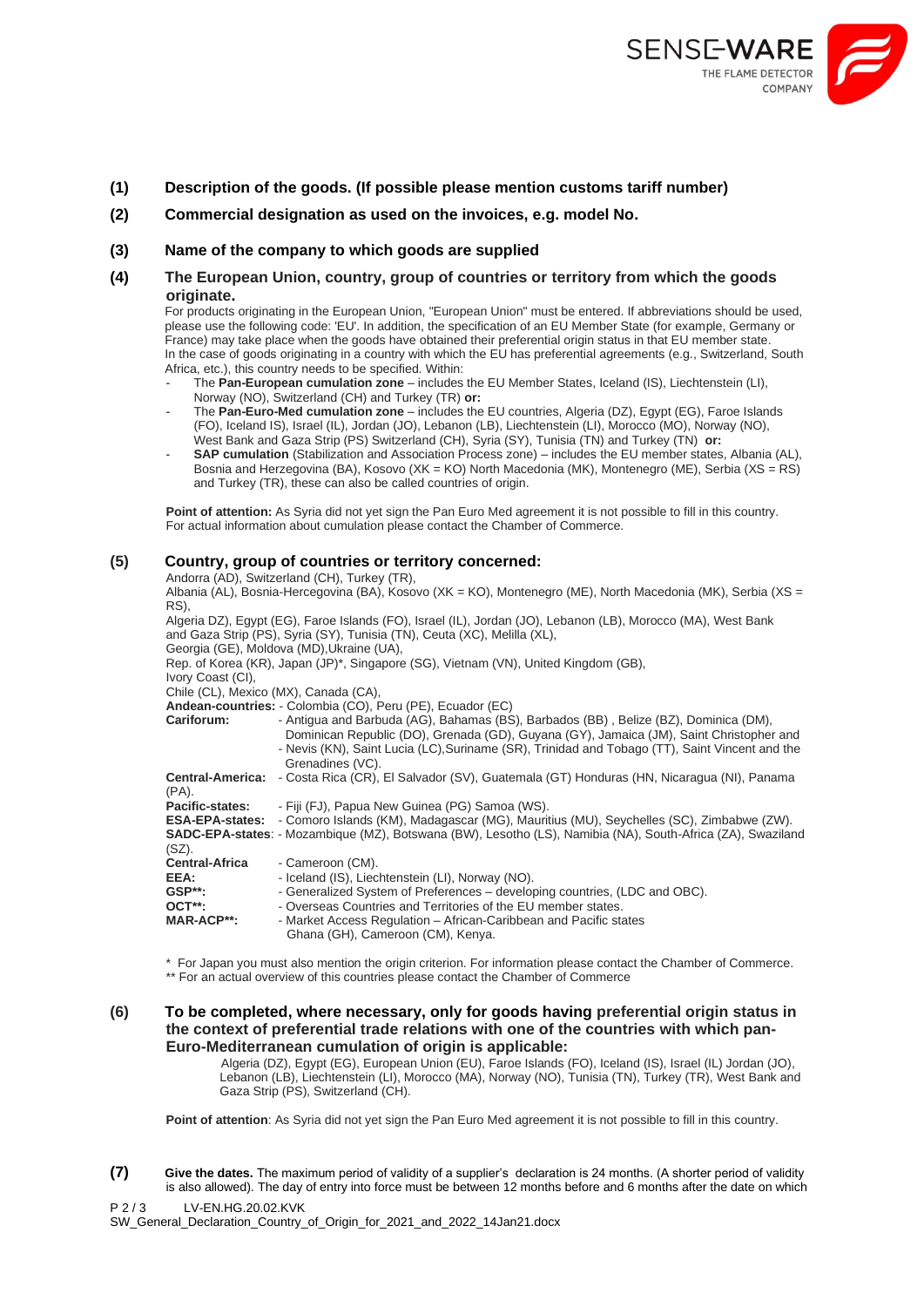**(1) Description of the goods. (If possible please mention customs tariff number)**

**(2) Commercial designation as used on the invoices, e.g. model No.**

**(3) Name of the company to which goods are supplied**

**(4) The European Union, country, group of countries or territory from which the goods originate.**

For products originating in the European Union, "European Union" must be entered. If abbreviations should be used, please use the following code: 'EU'. In addition, the specification of an EU Member State (for example, Germany or France) may take place when the goods have obtained their preferential origin status in that EU member state.
In the case of goods originating in a country with which the EU has preferential agreements (e.g., Switzerland, South Africa, etc.), this country needs to be specified. Within:

- The **Pan-European cumulation zone** – includes the EU Member States, Iceland (IS), Liechtenstein (LI), Norway (NO), Switzerland (CH) and Turkey (TR) **or:**
- The **Pan-Euro-Med cumulation zone** – includes the EU countries, Algeria (DZ), Egypt (EG), Faroe Islands (FO), Iceland IS), Israel (IL), Jordan (JO), Lebanon (LB), Liechtenstein (LI), Morocco (MO), Norway (NO), West Bank and Gaza Strip (PS) Switzerland (CH), Syria (SY), Tunisia (TN) and Turkey (TN) **or:**
- **SAP cumulation** (Stabilization and Association Process zone) – includes the EU member states, Albania (AL), Bosnia and Herzegovina (BA), Kosovo (XK = KO) North Macedonia (MK), Montenegro (ME), Serbia (XS = RS) and Turkey (TR), these can also be called countries of origin.

**Point of attention:** As Syria did not yet sign the Pan Euro Med agreement it is not possible to fill in this country. For actual information about cumulation please contact the Chamber of Commerce.

**(5) Country, group of countries or territory concerned:**

Andorra (AD), Switzerland (CH), Turkey (TR),
Albania (AL), Bosnia-Hercegovina (BA), Kosovo (XK = KO), Montenegro (ME), North Macedonia (MK), Serbia (XS = RS),
Algeria DZ), Egypt (EG), Faroe Islands (FO), Israel (IL), Jordan (JO), Lebanon (LB), Morocco (MA), West Bank and Gaza Strip (PS), Syria (SY), Tunisia (TN), Ceuta (XC), Melilla (XL),
Georgia (GE), Moldova (MD),Ukraine (UA),
Rep. of Korea (KR), Japan (JP)*, Singapore (SG), Vietnam (VN), United Kingdom (GB),
Ivory Coast (CI),
Chile (CL), Mexico (MX), Canada (CA),
**Andean-countries:** - Colombia (CO), Peru (PE), Ecuador (EC)
**Cariforum:** - Antigua and Barbuda (AG), Bahamas (BS), Barbados (BB) , Belize (BZ), Dominica (DM), Dominican Republic (DO), Grenada (GD), Guyana (GY), Jamaica (JM), Saint Christopher and - Nevis (KN), Saint Lucia (LC),Suriname (SR), Trinidad and Tobago (TT), Saint Vincent and the Grenadines (VC).
**Central-America:** - Costa Rica (CR), El Salvador (SV), Guatemala (GT) Honduras (HN, Nicaragua (NI), Panama (PA).
**Pacific-states:** - Fiji (FJ), Papua New Guinea (PG) Samoa (WS).
**ESA-EPA-states:** - Comoro Islands (KM), Madagascar (MG), Mauritius (MU), Seychelles (SC), Zimbabwe (ZW).
**SADC-EPA-states**: - Mozambique (MZ), Botswana (BW), Lesotho (LS), Namibia (NA), South-Africa (ZA), Swaziland (SZ).
**Central-Africa** - Cameroon (CM).
**EEA:** - Iceland (IS), Liechtenstein (LI), Norway (NO).
**GSP\*\*:** - Generalized System of Preferences – developing countries, (LDC and OBC).
**OCT\*\*:** - Overseas Countries and Territories of the EU member states.
**MAR-ACP\*\*:** - Market Access Regulation – African-Caribbean and Pacific states Ghana (GH), Cameroon (CM), Kenya.

\* For Japan you must also mention the origin criterion. For information please contact the Chamber of Commerce.
\*\* For an actual overview of this countries please contact the Chamber of Commerce

**(6) To be completed, where necessary, only for goods having preferential origin status in the context of preferential trade relations with one of the countries with which pan-Euro-Mediterranean cumulation of origin is applicable:**

Algeria (DZ), Egypt (EG), European Union (EU), Faroe Islands (FO), Iceland (IS), Israel (IL) Jordan (JO), Lebanon (LB), Liechtenstein (LI), Morocco (MA), Norway (NO), Tunisia (TN), Turkey (TR), West Bank and Gaza Strip (PS), Switzerland (CH).

**Point of attention**: As Syria did not yet sign the Pan Euro Med agreement it is not possible to fill in this country.

**(7) Give the dates.** The maximum period of validity of a supplier's declaration is 24 months. (A shorter period of validity is also allowed). The day of entry into force must be between 12 months before and 6 months after the date on which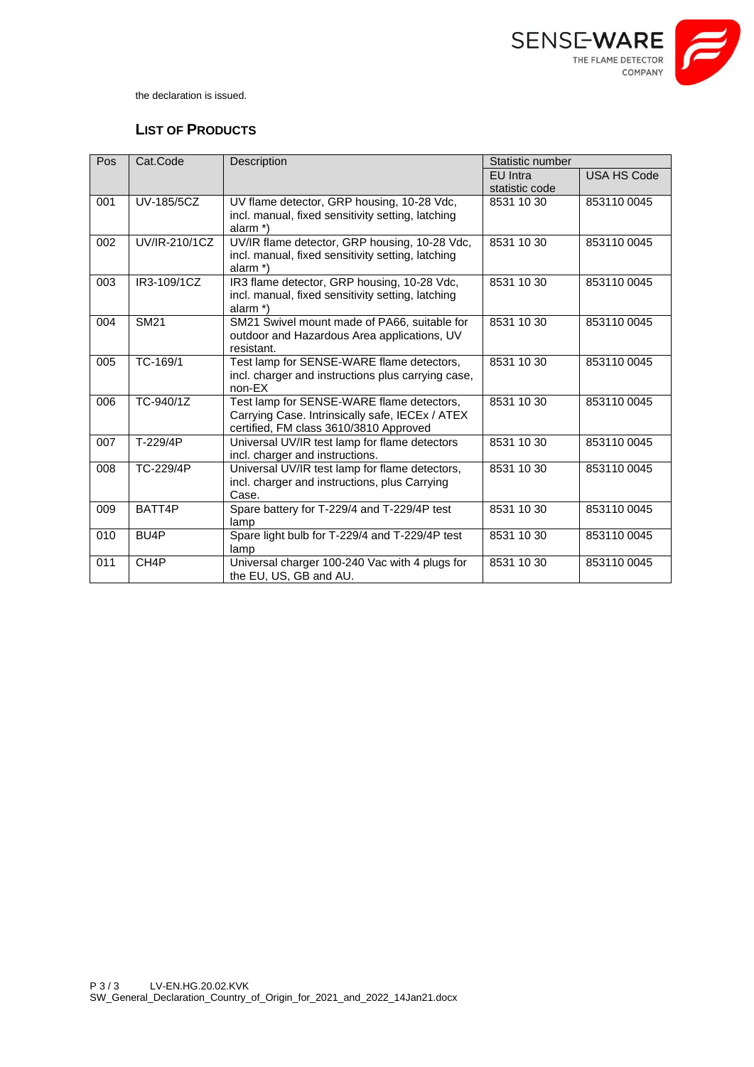the declaration is issued.

## List of Products

| Pos | Cat.Code | Description | Statistic number | |
|---|---|---|---|---|
| | | | EU Intra statistic code | USA HS Code |
| 001 | UV-185/5CZ | UV flame detector, GRP housing, 10-28 Vdc, incl. manual, fixed sensitivity setting, latching alarm *) | 8531 10 30 | 853110 0045 |
| 002 | UV/IR-210/1CZ | UV/IR flame detector, GRP housing, 10-28 Vdc, incl. manual, fixed sensitivity setting, latching alarm *) | 8531 10 30 | 853110 0045 |
| 003 | IR3-109/1CZ | IR3 flame detector, GRP housing, 10-28 Vdc, incl. manual, fixed sensitivity setting, latching alarm *) | 8531 10 30 | 853110 0045 |
| 004 | SM21 | SM21 Swivel mount made of PA66, suitable for outdoor and Hazardous Area applications, UV resistant. | 8531 10 30 | 853110 0045 |
| 005 | TC-169/1 | Test lamp for SENSE-WARE flame detectors, incl. charger and instructions plus carrying case, non-EX | 8531 10 30 | 853110 0045 |
| 006 | TC-940/1Z | Test lamp for SENSE-WARE flame detectors, Carrying Case. Intrinsically safe, IECEx / ATEX certified, FM class 3610/3810 Approved | 8531 10 30 | 853110 0045 |
| 007 | T-229/4P | Universal UV/IR test lamp for flame detectors incl. charger and instructions. | 8531 10 30 | 853110 0045 |
| 008 | TC-229/4P | Universal UV/IR test lamp for flame detectors, incl. charger and instructions, plus Carrying Case. | 8531 10 30 | 853110 0045 |
| 009 | BATT4P | Spare battery for T-229/4 and T-229/4P test lamp | 8531 10 30 | 853110 0045 |
| 010 | BU4P | Spare light bulb for T-229/4 and T-229/4P test lamp | 8531 10 30 | 853110 0045 |
| 011 | CH4P | Universal charger 100-240 Vac with 4 plugs for the EU, US, GB and AU. | 8531 10 30 | 853110 0045 |